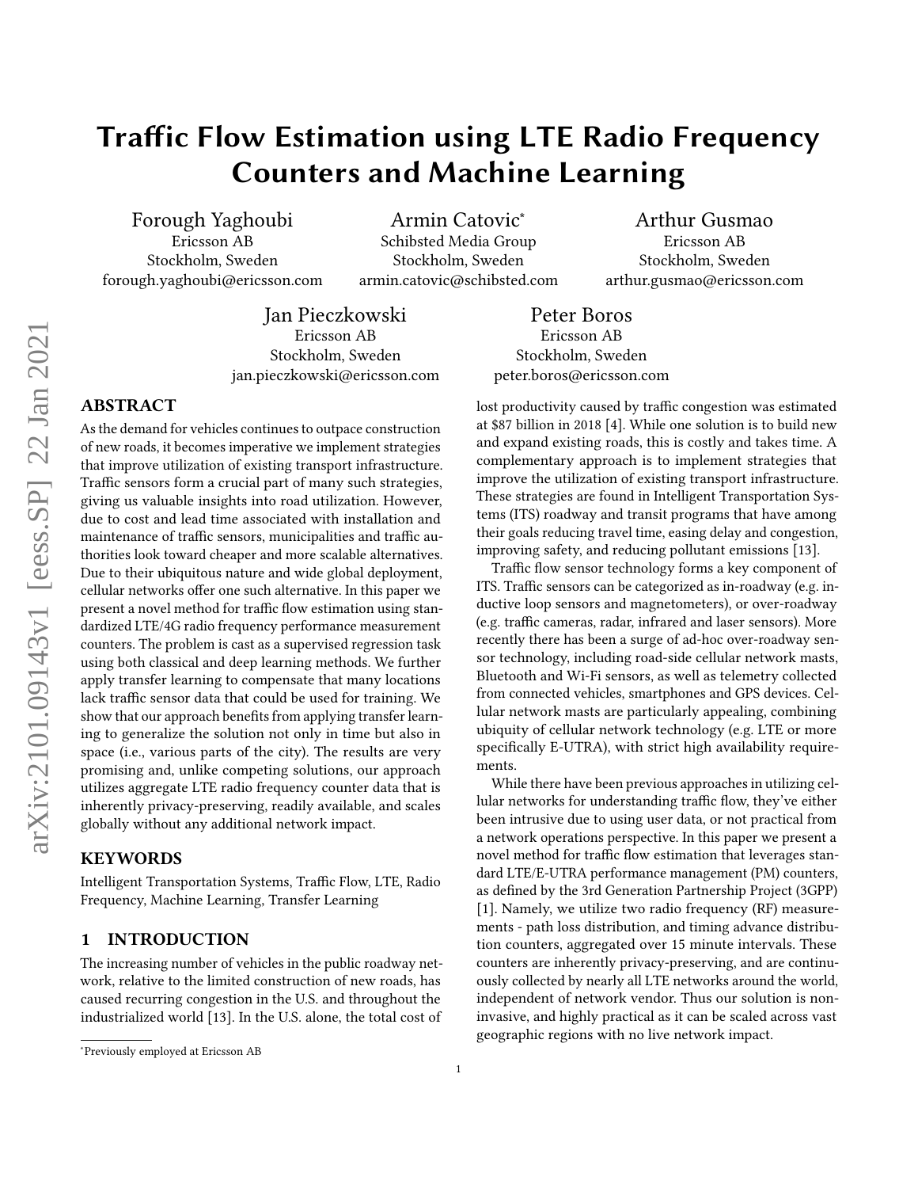# Traffic Flow Estimation using LTE Radio Frequency Counters and Machine Learning

Forough Yaghoubi
Ericsson AB
Stockholm, Sweden
forough.yaghoubi@ericsson.com

Armin Catovic*
Schibsted Media Group
Stockholm, Sweden
armin.catovic@schibsted.com

Arthur Gusmao
Ericsson AB
Stockholm, Sweden
arthur.gusmao@ericsson.com

Jan Pieczkowski
Ericsson AB
Stockholm, Sweden
jan.pieczkowski@ericsson.com

Peter Boros
Ericsson AB
Stockholm, Sweden
peter.boros@ericsson.com

## ABSTRACT

As the demand for vehicles continues to outpace construction of new roads, it becomes imperative we implement strategies that improve utilization of existing transport infrastructure. Traffic sensors form a crucial part of many such strategies, giving us valuable insights into road utilization. However, due to cost and lead time associated with installation and maintenance of traffic sensors, municipalities and traffic authorities look toward cheaper and more scalable alternatives. Due to their ubiquitous nature and wide global deployment, cellular networks offer one such alternative. In this paper we present a novel method for traffic flow estimation using standardized LTE/4G radio frequency performance measurement counters. The problem is cast as a supervised regression task using both classical and deep learning methods. We further apply transfer learning to compensate that many locations lack traffic sensor data that could be used for training. We show that our approach benefits from applying transfer learning to generalize the solution not only in time but also in space (i.e., various parts of the city). The results are very promising and, unlike competing solutions, our approach utilizes aggregate LTE radio frequency counter data that is inherently privacy-preserving, readily available, and scales globally without any additional network impact.

## KEYWORDS

Intelligent Transportation Systems, Traffic Flow, LTE, Radio Frequency, Machine Learning, Transfer Learning

## 1 INTRODUCTION

The increasing number of vehicles in the public roadway network, relative to the limited construction of new roads, has caused recurring congestion in the U.S. and throughout the industrialized world [13]. In the U.S. alone, the total cost of lost productivity caused by traffic congestion was estimated at $87 billion in 2018 [4]. While one solution is to build new and expand existing roads, this is costly and takes time. A complementary approach is to implement strategies that improve the utilization of existing transport infrastructure. These strategies are found in Intelligent Transportation Systems (ITS) roadway and transit programs that have among their goals reducing travel time, easing delay and congestion, improving safety, and reducing pollutant emissions [13].

Traffic flow sensor technology forms a key component of ITS. Traffic sensors can be categorized as in-roadway (e.g. inductive loop sensors and magnetometers), or over-roadway (e.g. traffic cameras, radar, infrared and laser sensors). More recently there has been a surge of ad-hoc over-roadway sensor technology, including road-side cellular network masts, Bluetooth and Wi-Fi sensors, as well as telemetry collected from connected vehicles, smartphones and GPS devices. Cellular network masts are particularly appealing, combining ubiquity of cellular network technology (e.g. LTE or more specifically E-UTRA), with strict high availability requirements.

While there have been previous approaches in utilizing cellular networks for understanding traffic flow, they've either been intrusive due to using user data, or not practical from a network operations perspective. In this paper we present a novel method for traffic flow estimation that leverages standard LTE/E-UTRA performance management (PM) counters, as defined by the 3rd Generation Partnership Project (3GPP) [1]. Namely, we utilize two radio frequency (RF) measurements - path loss distribution, and timing advance distribution counters, aggregated over 15 minute intervals. These counters are inherently privacy-preserving, and are continuously collected by nearly all LTE networks around the world, independent of network vendor. Thus our solution is non-invasive, and highly practical as it can be scaled across vast geographic regions with no live network impact.

*Previously employed at Ericsson AB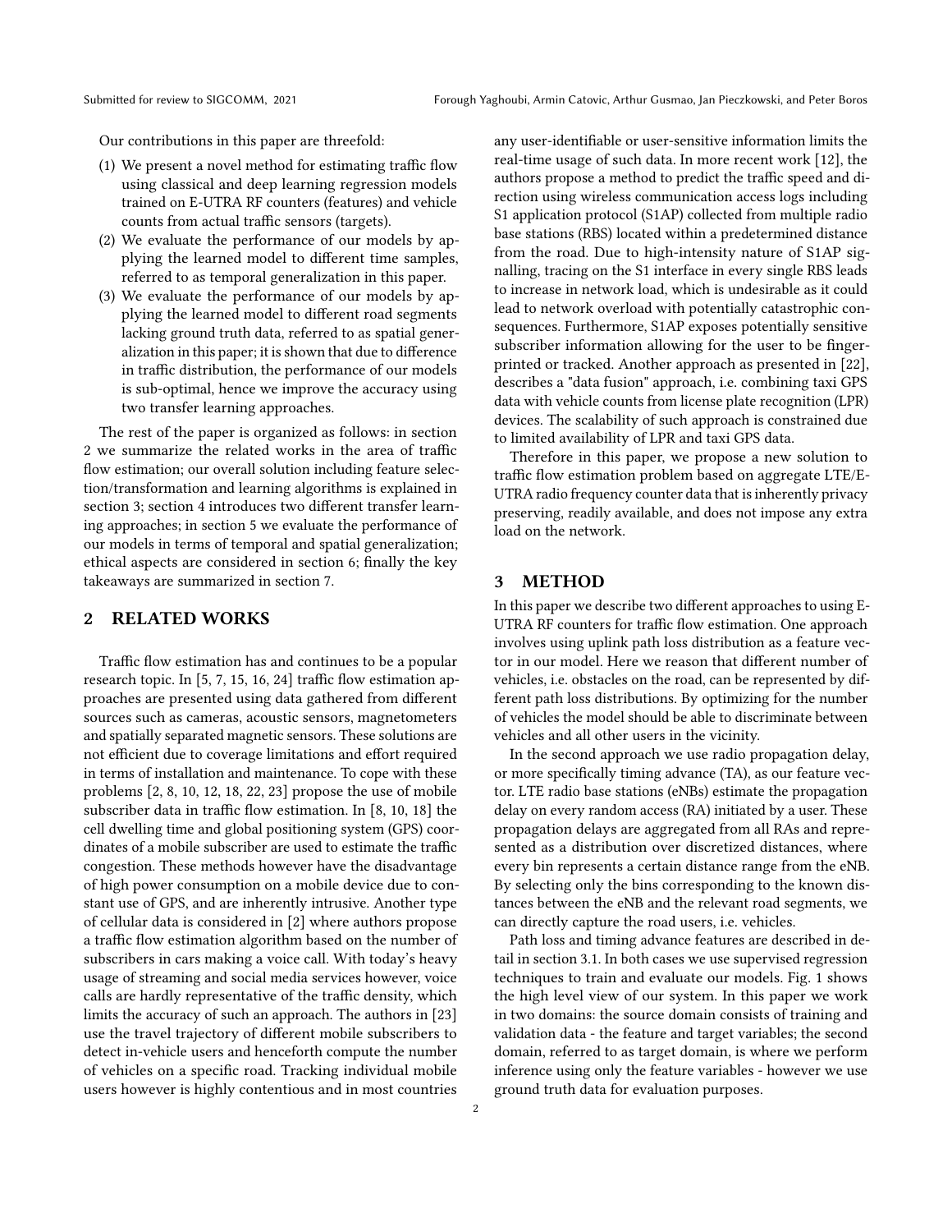Our contributions in this paper are threefold:

1. We present a novel method for estimating traffic flow using classical and deep learning regression models trained on E-UTRA RF counters (features) and vehicle counts from actual traffic sensors (targets).
2. We evaluate the performance of our models by applying the learned model to different time samples, referred to as temporal generalization in this paper.
3. We evaluate the performance of our models by applying the learned model to different road segments lacking ground truth data, referred to as spatial generalization in this paper; it is shown that due to difference in traffic distribution, the performance of our models is sub-optimal, hence we improve the accuracy using two transfer learning approaches.

The rest of the paper is organized as follows: in section 2 we summarize the related works in the area of traffic flow estimation; our overall solution including feature selection/transformation and learning algorithms is explained in section 3; section 4 introduces two different transfer learning approaches; in section 5 we evaluate the performance of our models in terms of temporal and spatial generalization; ethical aspects are considered in section 6; finally the key takeaways are summarized in section 7.

## 2 RELATED WORKS

Traffic flow estimation has and continues to be a popular research topic. In [5, 7, 15, 16, 24] traffic flow estimation approaches are presented using data gathered from different sources such as cameras, acoustic sensors, magnetometers and spatially separated magnetic sensors. These solutions are not efficient due to coverage limitations and effort required in terms of installation and maintenance. To cope with these problems [2, 8, 10, 12, 18, 22, 23] propose the use of mobile subscriber data in traffic flow estimation. In [8, 10, 18] the cell dwelling time and global positioning system (GPS) coordinates of a mobile subscriber are used to estimate the traffic congestion. These methods however have the disadvantage of high power consumption on a mobile device due to constant use of GPS, and are inherently intrusive. Another type of cellular data is considered in [2] where authors propose a traffic flow estimation algorithm based on the number of subscribers in cars making a voice call. With today's heavy usage of streaming and social media services however, voice calls are hardly representative of the traffic density, which limits the accuracy of such an approach. The authors in [23] use the travel trajectory of different mobile subscribers to detect in-vehicle users and henceforth compute the number of vehicles on a specific road. Tracking individual mobile users however is highly contentious and in most countries any user-identifiable or user-sensitive information limits the real-time usage of such data. In more recent work [12], the authors propose a method to predict the traffic speed and direction using wireless communication access logs including S1 application protocol (S1AP) collected from multiple radio base stations (RBS) located within a predetermined distance from the road. Due to high-intensity nature of S1AP signalling, tracing on the S1 interface in every single RBS leads to increase in network load, which is undesirable as it could lead to network overload with potentially catastrophic consequences. Furthermore, S1AP exposes potentially sensitive subscriber information allowing for the user to be fingerprinted or tracked. Another approach as presented in [22], describes a "data fusion" approach, i.e. combining taxi GPS data with vehicle counts from license plate recognition (LPR) devices. The scalability of such approach is constrained due to limited availability of LPR and taxi GPS data.

Therefore in this paper, we propose a new solution to traffic flow estimation problem based on aggregate LTE/E-UTRA radio frequency counter data that is inherently privacy preserving, readily available, and does not impose any extra load on the network.

## 3 METHOD

In this paper we describe two different approaches to using E-UTRA RF counters for traffic flow estimation. One approach involves using uplink path loss distribution as a feature vector in our model. Here we reason that different number of vehicles, i.e. obstacles on the road, can be represented by different path loss distributions. By optimizing for the number of vehicles the model should be able to discriminate between vehicles and all other users in the vicinity.

In the second approach we use radio propagation delay, or more specifically timing advance (TA), as our feature vector. LTE radio base stations (eNBs) estimate the propagation delay on every random access (RA) initiated by a user. These propagation delays are aggregated from all RAs and represented as a distribution over discretized distances, where every bin represents a certain distance range from the eNB. By selecting only the bins corresponding to the known distances between the eNB and the relevant road segments, we can directly capture the road users, i.e. vehicles.

Path loss and timing advance features are described in detail in section 3.1. In both cases we use supervised regression techniques to train and evaluate our models. Fig. 1 shows the high level view of our system. In this paper we work in two domains: the source domain consists of training and validation data - the feature and target variables; the second domain, referred to as target domain, is where we perform inference using only the feature variables - however we use ground truth data for evaluation purposes.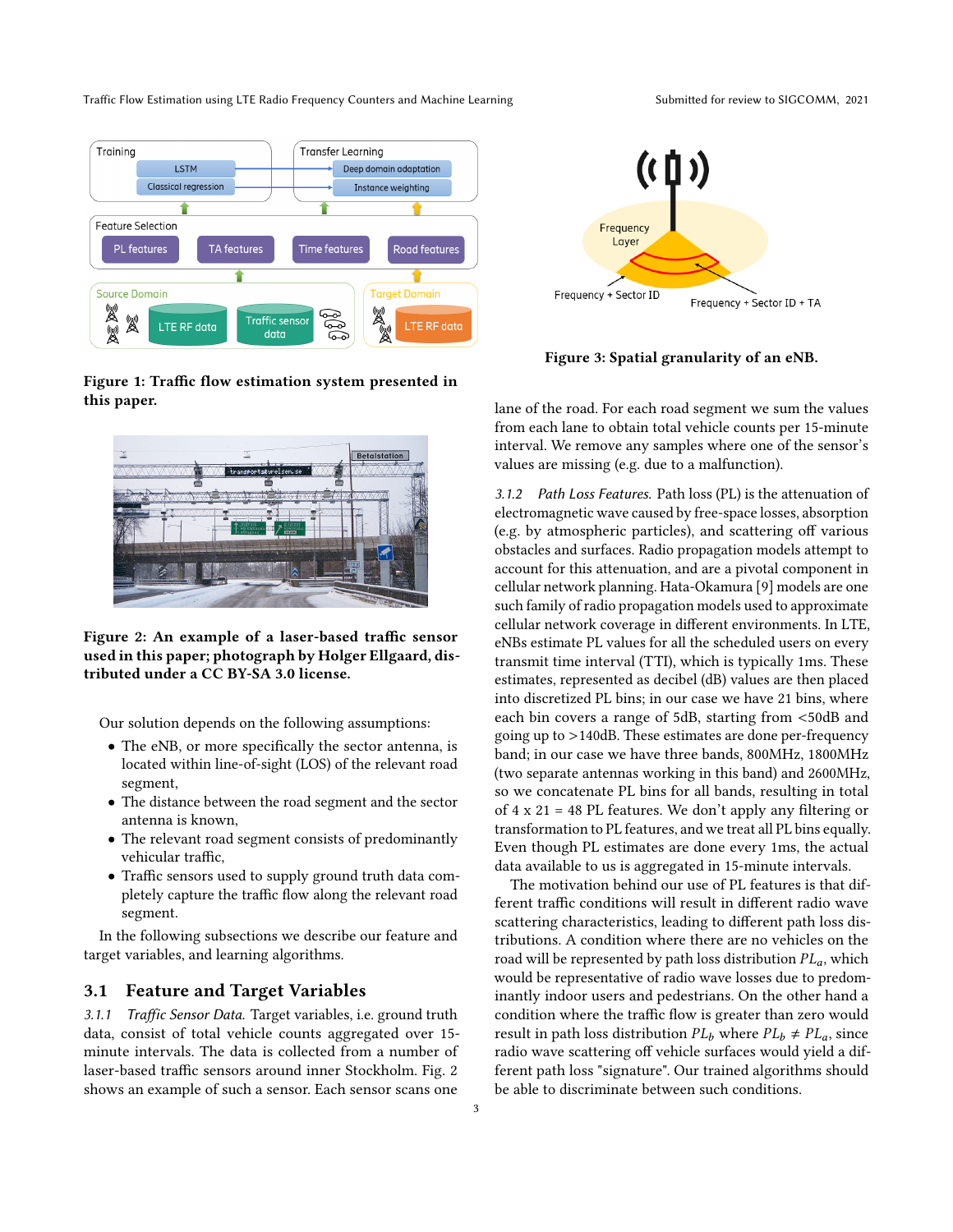Figure 1: Traffic flow estimation system presented in this paper.

Figure 2: An example of a laser-based traffic sensor used in this paper; photograph by Holger Ellgaard, distributed under a CC BY-SA 3.0 license.

Our solution depends on the following assumptions:

- The eNB, or more specifically the sector antenna, is located within line-of-sight (LOS) of the relevant road segment,
- The distance between the road segment and the sector antenna is known,
- The relevant road segment consists of predominantly vehicular traffic,
- Traffic sensors used to supply ground truth data completely capture the traffic flow along the relevant road segment.

In the following subsections we describe our feature and target variables, and learning algorithms.

## 3.1 Feature and Target Variables

*3.1.1 Traffic Sensor Data.* Target variables, i.e. ground truth data, consist of total vehicle counts aggregated over 15-minute intervals. The data is collected from a number of laser-based traffic sensors around inner Stockholm. Fig. 2 shows an example of such a sensor. Each sensor scans one lane of the road. For each road segment we sum the values from each lane to obtain total vehicle counts per 15-minute interval. We remove any samples where one of the sensor's values are missing (e.g. due to a malfunction).

Figure 3: Spatial granularity of an eNB.

*3.1.2 Path Loss Features.* Path loss (PL) is the attenuation of electromagnetic wave caused by free-space losses, absorption (e.g. by atmospheric particles), and scattering off various obstacles and surfaces. Radio propagation models attempt to account for this attenuation, and are a pivotal component in cellular network planning. Hata-Okamura [9] models are one such family of radio propagation models used to approximate cellular network coverage in different environments. In LTE, eNBs estimate PL values for all the scheduled users on every transmit time interval (TTI), which is typically 1ms. These estimates, represented as decibel (dB) values are then placed into discretized PL bins; in our case we have 21 bins, where each bin covers a range of 5dB, starting from <50dB and going up to >140dB. These estimates are done per-frequency band; in our case we have three bands, 800MHz, 1800MHz (two separate antennas working in this band) and 2600MHz, so we concatenate PL bins for all bands, resulting in total of 4 x 21 = 48 PL features. We don't apply any filtering or transformation to PL features, and we treat all PL bins equally. Even though PL estimates are done every 1ms, the actual data available to us is aggregated in 15-minute intervals.

The motivation behind our use of PL features is that different traffic conditions will result in different radio wave scattering characteristics, leading to different path loss distributions. A condition where there are no vehicles on the road will be represented by path loss distribution $PL_a$, which would be representative of radio wave losses due to predominantly indoor users and pedestrians. On the other hand a condition where the traffic flow is greater than zero would result in path loss distribution $PL_b$ where $PL_b \neq PL_a$, since radio wave scattering off vehicle surfaces would yield a different path loss "signature". Our trained algorithms should be able to discriminate between such conditions.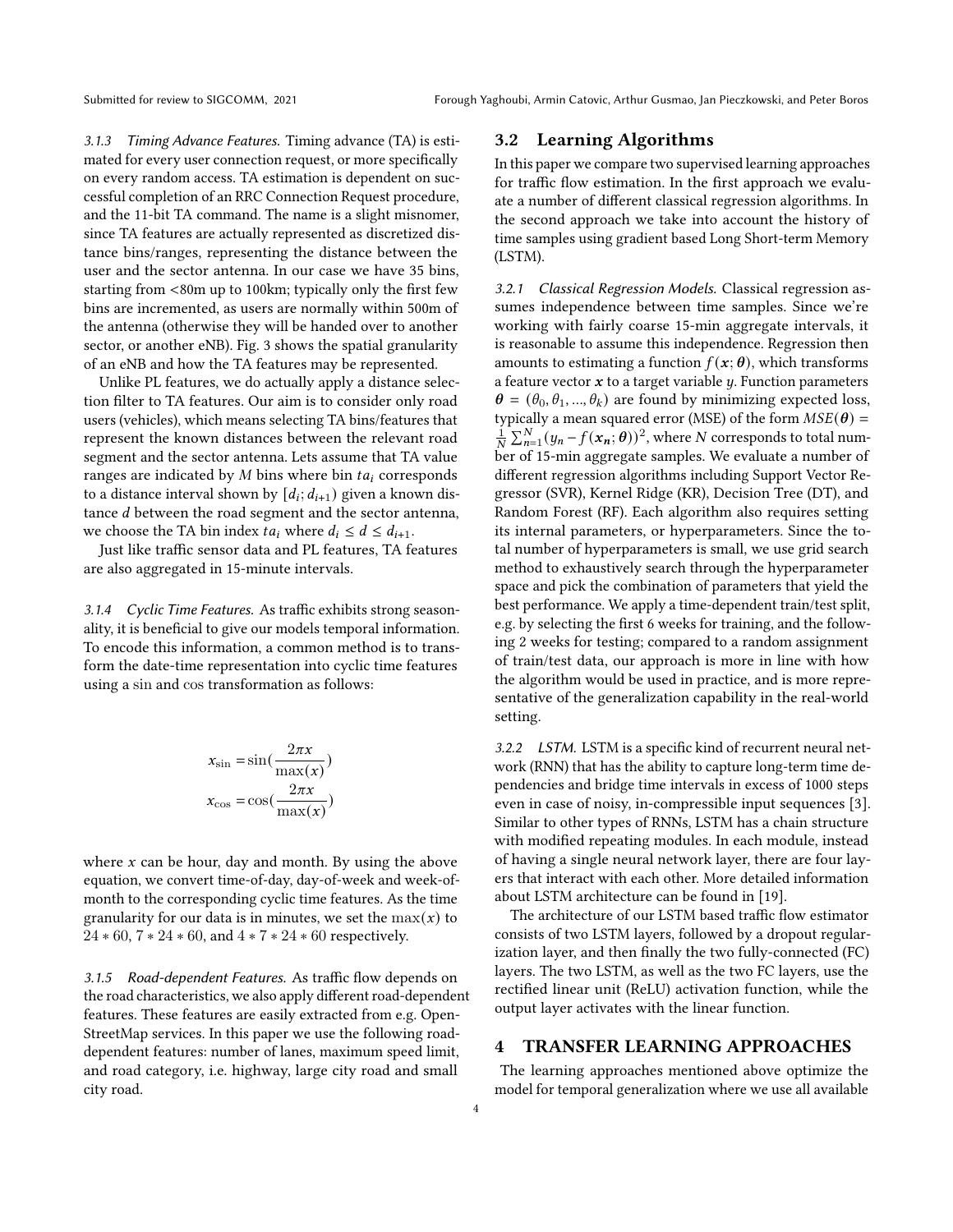#### 3.1.3 Timing Advance Features.

Timing advance (TA) is estimated for every user connection request, or more specifically on every random access. TA estimation is dependent on successful completion of an RRC Connection Request procedure, and the 11-bit TA command. The name is a slight misnomer, since TA features are actually represented as discretized distance bins/ranges, representing the distance between the user and the sector antenna. In our case we have 35 bins, starting from <80m up to 100km; typically only the first few bins are incremented, as users are normally within 500m of the antenna (otherwise they will be handed over to another sector, or another eNB). Fig. 3 shows the spatial granularity of an eNB and how the TA features may be represented.

Unlike PL features, we do actually apply a distance selection filter to TA features. Our aim is to consider only road users (vehicles), which means selecting TA bins/features that represent the known distances between the relevant road segment and the sector antenna. Lets assume that TA value ranges are indicated by $M$ bins where bin $ta_i$ corresponds to a distance interval shown by $[d_i; d_{i+1})$ given a known distance $d$ between the road segment and the sector antenna, we choose the TA bin index $ta_i$ where $d_i \leq d \leq d_{i+1}$.

Just like traffic sensor data and PL features, TA features are also aggregated in 15-minute intervals.

#### 3.1.4 Cyclic Time Features.

As traffic exhibits strong seasonality, it is beneficial to give our models temporal information. To encode this information, a common method is to transform the date-time representation into cyclic time features using a $\sin$ and $\cos$ transformation as follows:

$$x_{\sin} = \sin\left(\frac{2\pi x}{\max(x)}\right)$$
$$x_{\cos} = \cos\left(\frac{2\pi x}{\max(x)}\right)$$

where $x$ can be hour, day and month. By using the above equation, we convert time-of-day, day-of-week and week-of-month to the corresponding cyclic time features. As the time granularity for our data is in minutes, we set the $\max(x)$ to $24 * 60$, $7 * 24 * 60$, and $4 * 7 * 24 * 60$ respectively.

#### 3.1.5 Road-dependent Features.

As traffic flow depends on the road characteristics, we also apply different road-dependent features. These features are easily extracted from e.g. OpenStreetMap services. In this paper we use the following road-dependent features: number of lanes, maximum speed limit, and road category, i.e. highway, large city road and small city road.

## 3.2 Learning Algorithms

In this paper we compare two supervised learning approaches for traffic flow estimation. In the first approach we evaluate a number of different classical regression algorithms. In the second approach we take into account the history of time samples using gradient based Long Short-term Memory (LSTM).

#### 3.2.1 Classical Regression Models.

Classical regression assumes independence between time samples. Since we're working with fairly coarse 15-min aggregate intervals, it is reasonable to assume this independence. Regression then amounts to estimating a function $f(\boldsymbol{x}; \boldsymbol{\theta})$, which transforms a feature vector $\boldsymbol{x}$ to a target variable $y$. Function parameters $\boldsymbol{\theta} = (\theta_0, \theta_1, ..., \theta_k)$ are found by minimizing expected loss, typically a mean squared error (MSE) of the form $MSE(\boldsymbol{\theta}) = \frac{1}{N}\sum_{n=1}^{N}(y_n - f(\boldsymbol{x_n}; \boldsymbol{\theta}))^2$, where $N$ corresponds to total number of 15-min aggregate samples. We evaluate a number of different regression algorithms including Support Vector Regressor (SVR), Kernel Ridge (KR), Decision Tree (DT), and Random Forest (RF). Each algorithm also requires setting its internal parameters, or hyperparameters. Since the total number of hyperparameters is small, we use grid search method to exhaustively search through the hyperparameter space and pick the combination of parameters that yield the best performance. We apply a time-dependent train/test split, e.g. by selecting the first 6 weeks for training, and the following 2 weeks for testing; compared to a random assignment of train/test data, our approach is more in line with how the algorithm would be used in practice, and is more representative of the generalization capability in the real-world setting.

#### 3.2.2 LSTM.

LSTM is a specific kind of recurrent neural network (RNN) that has the ability to capture long-term time dependencies and bridge time intervals in excess of 1000 steps even in case of noisy, in-compressible input sequences [3]. Similar to other types of RNNs, LSTM has a chain structure with modified repeating modules. In each module, instead of having a single neural network layer, there are four layers that interact with each other. More detailed information about LSTM architecture can be found in [19].

The architecture of our LSTM based traffic flow estimator consists of two LSTM layers, followed by a dropout regularization layer, and then finally the two fully-connected (FC) layers. The two LSTM, as well as the two FC layers, use the rectified linear unit (ReLU) activation function, while the output layer activates with the linear function.

# 4 TRANSFER LEARNING APPROACHES

The learning approaches mentioned above optimize the model for temporal generalization where we use all available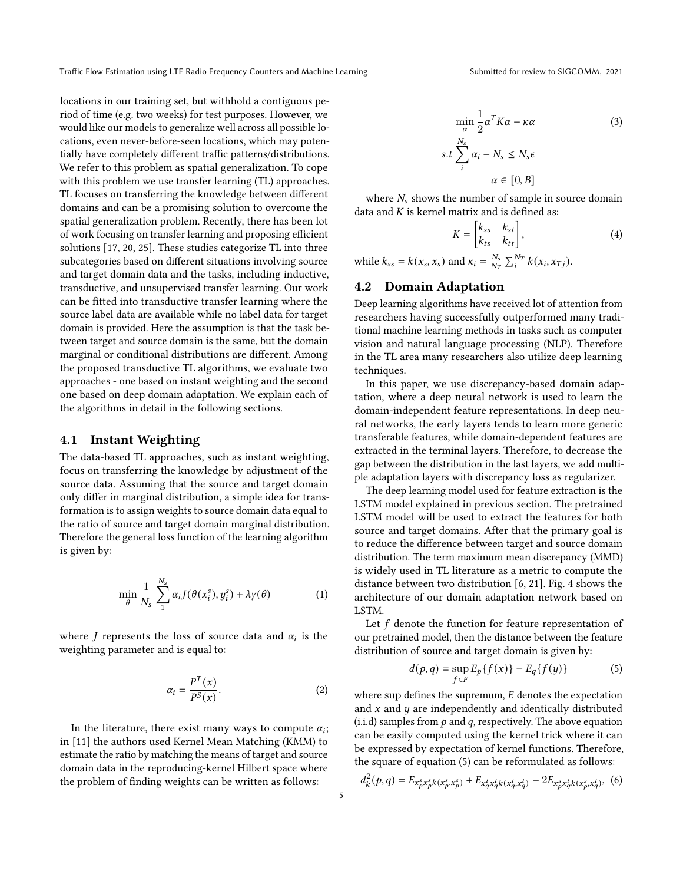locations in our training set, but withhold a contiguous period of time (e.g. two weeks) for test purposes. However, we would like our models to generalize well across all possible locations, even never-before-seen locations, which may potentially have completely different traffic patterns/distributions. We refer to this problem as spatial generalization. To cope with this problem we use transfer learning (TL) approaches. TL focuses on transferring the knowledge between different domains and can be a promising solution to overcome the spatial generalization problem. Recently, there has been lot of work focusing on transfer learning and proposing efficient solutions [17, 20, 25]. These studies categorize TL into three subcategories based on different situations involving source and target domain data and the tasks, including inductive, transductive, and unsupervised transfer learning. Our work can be fitted into transductive transfer learning where the source label data are available while no label data for target domain is provided. Here the assumption is that the task between target and source domain is the same, but the domain marginal or conditional distributions are different. Among the proposed transductive TL algorithms, we evaluate two approaches - one based on instant weighting and the second one based on deep domain adaptation. We explain each of the algorithms in detail in the following sections.

## 4.1 Instant Weighting

The data-based TL approaches, such as instant weighting, focus on transferring the knowledge by adjustment of the source data. Assuming that the source and target domain only differ in marginal distribution, a simple idea for transformation is to assign weights to source domain data equal to the ratio of source and target domain marginal distribution. Therefore the general loss function of the learning algorithm is given by:

$$\min_{\theta} \frac{1}{N_s} \sum_{1}^{N_s} \alpha_i J(\theta(x_i^s), y_i^s) + \lambda \gamma(\theta) \tag{1}$$

where $J$ represents the loss of source data and $\alpha_i$ is the weighting parameter and is equal to:

$$\alpha_i = \frac{P^T(x)}{P^S(x)}. \tag{2}$$

In the literature, there exist many ways to compute $\alpha_i$; in [11] the authors used Kernel Mean Matching (KMM) to estimate the ratio by matching the means of target and source domain data in the reproducing-kernel Hilbert space where the problem of finding weights can be written as follows:

$$\min_{\alpha} \frac{1}{2} \alpha^T K \alpha - \kappa \alpha \tag{3}$$

$$s.t \sum_{i}^{N_s} \alpha_i - N_s \leq N_s \epsilon$$

$$\alpha \in [0, B]$$

where $N_s$ shows the number of sample in source domain data and $K$ is kernel matrix and is defined as:

$$K = \begin{bmatrix} k_{ss} & k_{st} \\ k_{ts} & k_{tt} \end{bmatrix}, \tag{4}$$

while $k_{ss} = k(x_s, x_s)$ and $\kappa_i = \frac{N_s}{N_T} \sum_{i}^{N_T} k(x_i, x_{Tj})$.

## 4.2 Domain Adaptation

Deep learning algorithms have received lot of attention from researchers having successfully outperformed many traditional machine learning methods in tasks such as computer vision and natural language processing (NLP). Therefore in the TL area many researchers also utilize deep learning techniques.

In this paper, we use discrepancy-based domain adaptation, where a deep neural network is used to learn the domain-independent feature representations. In deep neural networks, the early layers tends to learn more generic transferable features, while domain-dependent features are extracted in the terminal layers. Therefore, to decrease the gap between the distribution in the last layers, we add multiple adaptation layers with discrepancy loss as regularizer.

The deep learning model used for feature extraction is the LSTM model explained in previous section. The pretrained LSTM model will be used to extract the features for both source and target domains. After that the primary goal is to reduce the difference between target and source domain distribution. The term maximum mean discrepancy (MMD) is widely used in TL literature as a metric to compute the distance between two distribution [6, 21]. Fig. 4 shows the architecture of our domain adaptation network based on LSTM.

Let $f$ denote the function for feature representation of our pretrained model, then the distance between the feature distribution of source and target domain is given by:

$$d(p, q) = \sup_{f \in F} E_p\{f(x)\} - E_q\{f(y)\} \tag{5}$$

where $\sup$ defines the supremum, $E$ denotes the expectation and $x$ and $y$ are independently and identically distributed (i.i.d) samples from $p$ and $q$, respectively. The above equation can be easily computed using the kernel trick where it can be expressed by expectation of kernel functions. Therefore, the square of equation (5) can be reformulated as follows:

$$d_k^2(p, q) = E_{x_p^s x_p^s k(x_p^s, x_p^s)} + E_{x_q^t x_q^t k(x_q^t, x_q^t)} - 2E_{x_p^s x_q^t k(x_p^s, x_q^t)}, \tag{6}$$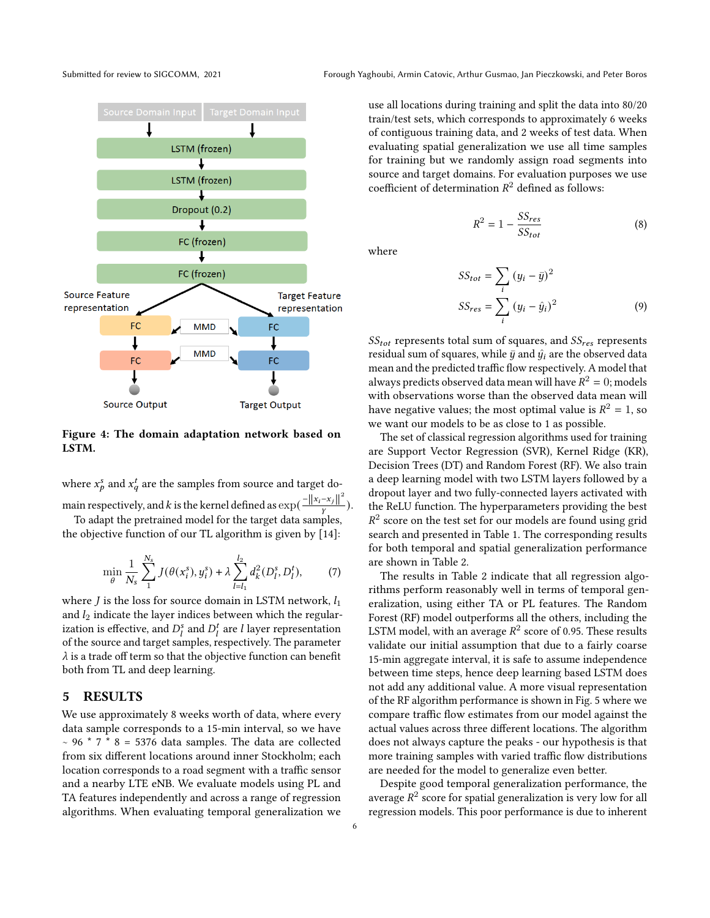Figure 4: The domain adaptation network based on LSTM.

where $x_p^s$ and $x_q^t$ are the samples from source and target domain respectively, and $k$ is the kernel defined as $\exp(\frac{-\|x_i - x_j\|^2}{\gamma})$.

To adapt the pretrained model for the target data samples, the objective function of our TL algorithm is given by [14]:

$$\min_{\theta} \frac{1}{N_s} \sum_{1}^{N_s} J(\theta(x_i^s), y_i^s) + \lambda \sum_{l=l_1}^{l_2} d_k^2(D_l^s, D_l^t), \tag{7}$$

where $J$ is the loss for source domain in LSTM network, $l_1$ and $l_2$ indicate the layer indices between which the regularization is effective, and $D_l^s$ and $D_l^t$ are $l$ layer representation of the source and target samples, respectively. The parameter $\lambda$ is a trade off term so that the objective function can benefit both from TL and deep learning.

## 5 RESULTS

We use approximately 8 weeks worth of data, where every data sample corresponds to a 15-min interval, so we have ~ 96 * 7 * 8 = 5376 data samples. The data are collected from six different locations around inner Stockholm; each location corresponds to a road segment with a traffic sensor and a nearby LTE eNB. We evaluate models using PL and TA features independently and across a range of regression algorithms. When evaluating temporal generalization we use all locations during training and split the data into 80/20 train/test sets, which corresponds to approximately 6 weeks of contiguous training data, and 2 weeks of test data. When evaluating spatial generalization we use all time samples for training but we randomly assign road segments into source and target domains. For evaluation purposes we use coefficient of determination $R^2$ defined as follows:

$$R^2 = 1 - \frac{SS_{res}}{SS_{tot}} \tag{8}$$

where

$$SS_{tot} = \sum_i (y_i - \bar{y})^2$$
$$SS_{res} = \sum_i (y_i - \hat{y}_i)^2 \tag{9}$$

$SS_{tot}$ represents total sum of squares, and $SS_{res}$ represents residual sum of squares, while $\bar{y}$ and $\hat{y}_i$ are the observed data mean and the predicted traffic flow respectively. A model that always predicts observed data mean will have $R^2 = 0$; models with observations worse than the observed data mean will have negative values; the most optimal value is $R^2 = 1$, so we want our models to be as close to 1 as possible.

The set of classical regression algorithms used for training are Support Vector Regression (SVR), Kernel Ridge (KR), Decision Trees (DT) and Random Forest (RF). We also train a deep learning model with two LSTM layers followed by a dropout layer and two fully-connected layers activated with the ReLU function. The hyperparameters providing the best $R^2$ score on the test set for our models are found using grid search and presented in Table 1. The corresponding results for both temporal and spatial generalization performance are shown in Table 2.

The results in Table 2 indicate that all regression algorithms perform reasonably well in terms of temporal generalization, using either TA or PL features. The Random Forest (RF) model outperforms all the others, including the LSTM model, with an average $R^2$ score of 0.95. These results validate our initial assumption that due to a fairly coarse 15-min aggregate interval, it is safe to assume independence between time steps, hence deep learning based LSTM does not add any additional value. A more visual representation of the RF algorithm performance is shown in Fig. 5 where we compare traffic flow estimates from our model against the actual values across three different locations. The algorithm does not always capture the peaks - our hypothesis is that more training samples with varied traffic flow distributions are needed for the model to generalize even better.

Despite good temporal generalization performance, the average $R^2$ score for spatial generalization is very low for all regression models. This poor performance is due to inherent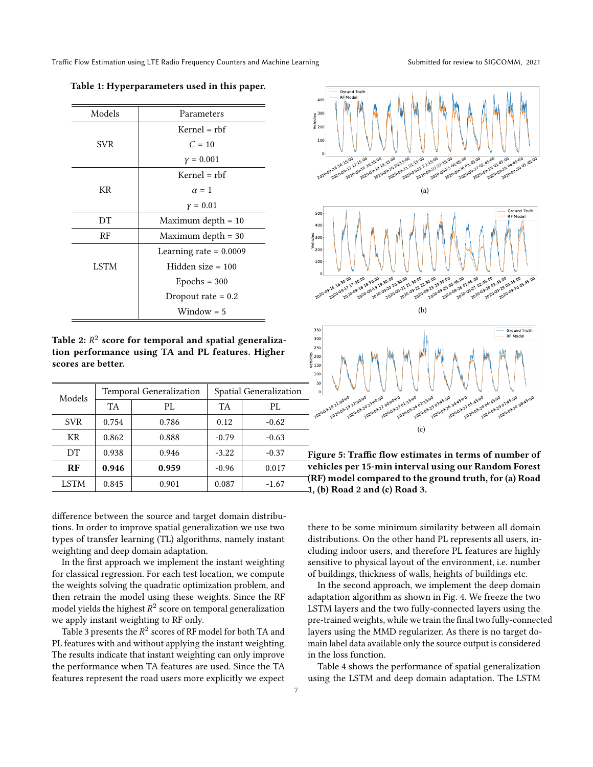Table 1: Hyperparameters used in this paper.

| Models | Parameters |
|---|---|
| SVR | Kernel = rbf |
| | $C = 10$ |
| | $\gamma = 0.001$ |
| KR | Kernel = rbf |
| | $\alpha = 1$ |
| | $\gamma = 0.01$ |
| DT | Maximum depth = 10 |
| RF | Maximum depth = 30 |
| LSTM | Learning rate = 0.0009 |
| | Hidden size = 100 |
| | Epochs = 300 |
| | Dropout rate = 0.2 |
| | Window = 5 |

**Table 2: $R^2$ score for temporal and spatial generalization performance using TA and PL features. Higher scores are better.**

| Models | Temporal Generalization | | Spatial Generalization | |
|---|---|---|---|---|
| | TA | PL | TA | PL |
| SVR | 0.754 | 0.786 | 0.12 | -0.62 |
| KR | 0.862 | 0.888 | -0.79 | -0.63 |
| DT | 0.938 | 0.946 | -3.22 | -0.37 |
| **RF** | **0.946** | **0.959** | -0.96 | 0.017 |
| LSTM | 0.845 | 0.901 | 0.087 | -1.67 |

**Figure 5: Traffic flow estimates in terms of number of vehicles per 15-min interval using our Random Forest (RF) model compared to the ground truth, for (a) Road 1, (b) Road 2 and (c) Road 3.**

difference between the source and target domain distributions. In order to improve spatial generalization we use two types of transfer learning (TL) algorithms, namely instant weighting and deep domain adaptation.

In the first approach we implement the instant weighting for classical regression. For each test location, we compute the weights solving the quadratic optimization problem, and then retrain the model using these weights. Since the RF model yields the highest $R^2$ score on temporal generalization we apply instant weighting to RF only.

Table 3 presents the $R^2$ scores of RF model for both TA and PL features with and without applying the instant weighting. The results indicate that instant weighting can only improve the performance when TA features are used. Since the TA features represent the road users more explicitly we expect there to be some minimum similarity between all domain distributions. On the other hand PL represents all users, including indoor users, and therefore PL features are highly sensitive to physical layout of the environment, i.e. number of buildings, thickness of walls, heights of buildings etc.

In the second approach, we implement the deep domain adaptation algorithm as shown in Fig. 4. We freeze the two LSTM layers and the two fully-connected layers using the pre-trained weights, while we train the final two fully-connected layers using the MMD regularizer. As there is no target domain label data available only the source output is considered in the loss function.

Table 4 shows the performance of spatial generalization using the LSTM and deep domain adaptation. The LSTM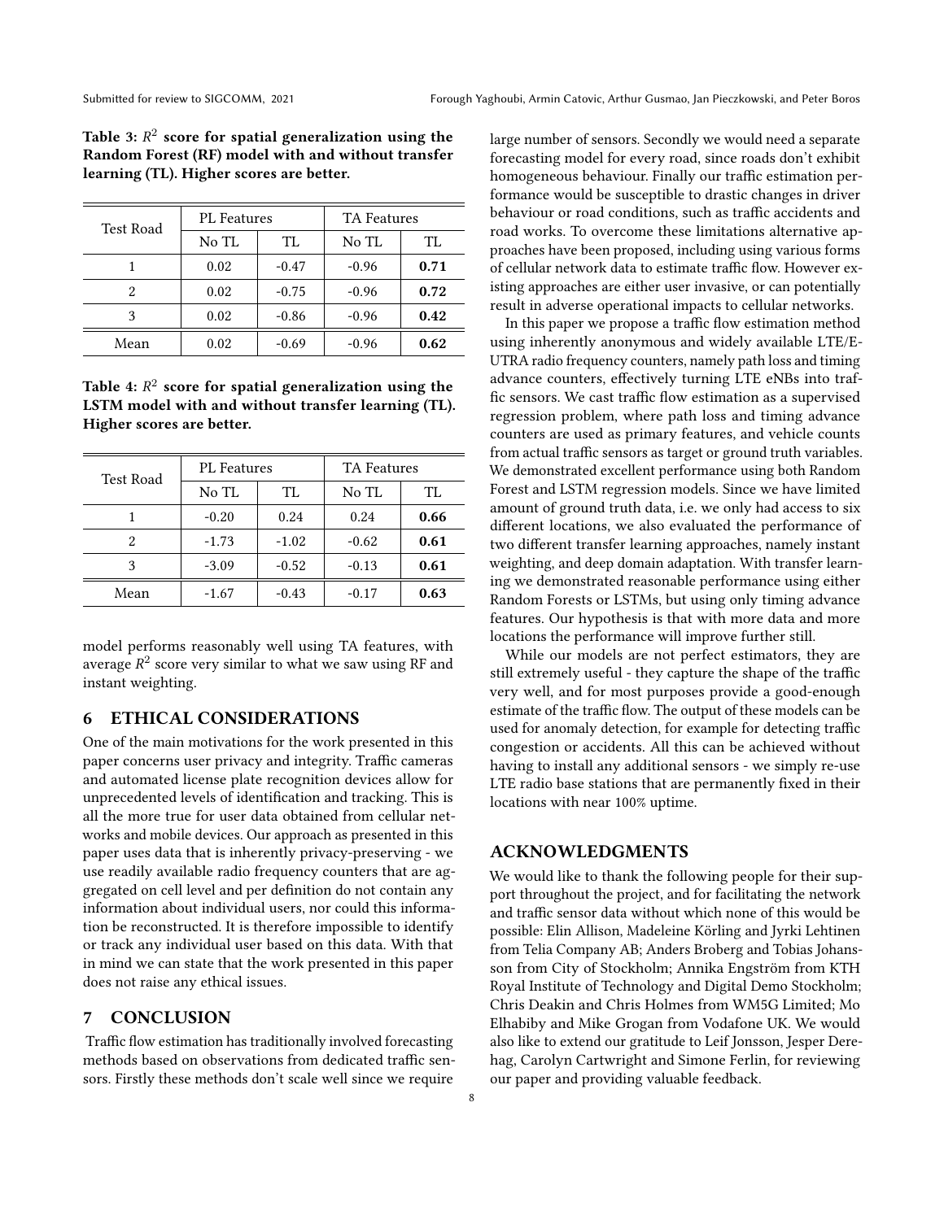**Table 3: $R^2$ score for spatial generalization using the Random Forest (RF) model with and without transfer learning (TL). Higher scores are better.**

| Test Road | PL Features | | TA Features | |
|---|---|---|---|---|
| | No TL | TL | No TL | TL |
| 1 | 0.02 | -0.47 | -0.96 | **0.71** |
| 2 | 0.02 | -0.75 | -0.96 | **0.72** |
| 3 | 0.02 | -0.86 | -0.96 | **0.42** |
| Mean | 0.02 | -0.69 | -0.96 | **0.62** |

**Table 4: $R^2$ score for spatial generalization using the LSTM model with and without transfer learning (TL). Higher scores are better.**

| Test Road | PL Features | | TA Features | |
|---|---|---|---|---|
| | No TL | TL | No TL | TL |
| 1 | -0.20 | 0.24 | 0.24 | **0.66** |
| 2 | -1.73 | -1.02 | -0.62 | **0.61** |
| 3 | -3.09 | -0.52 | -0.13 | **0.61** |
| Mean | -1.67 | -0.43 | -0.17 | **0.63** |

model performs reasonably well using TA features, with average $R^2$ score very similar to what we saw using RF and instant weighting.

## 6 ETHICAL CONSIDERATIONS

One of the main motivations for the work presented in this paper concerns user privacy and integrity. Traffic cameras and automated license plate recognition devices allow for unprecedented levels of identification and tracking. This is all the more true for user data obtained from cellular networks and mobile devices. Our approach as presented in this paper uses data that is inherently privacy-preserving - we use readily available radio frequency counters that are aggregated on cell level and per definition do not contain any information about individual users, nor could this information be reconstructed. It is therefore impossible to identify or track any individual user based on this data. With that in mind we can state that the work presented in this paper does not raise any ethical issues.

## 7 CONCLUSION

Traffic flow estimation has traditionally involved forecasting methods based on observations from dedicated traffic sensors. Firstly these methods don't scale well since we require large number of sensors. Secondly we would need a separate forecasting model for every road, since roads don't exhibit homogeneous behaviour. Finally our traffic estimation performance would be susceptible to drastic changes in driver behaviour or road conditions, such as traffic accidents and road works. To overcome these limitations alternative approaches have been proposed, including using various forms of cellular network data to estimate traffic flow. However existing approaches are either user invasive, or can potentially result in adverse operational impacts to cellular networks.

In this paper we propose a traffic flow estimation method using inherently anonymous and widely available LTE/E-UTRA radio frequency counters, namely path loss and timing advance counters, effectively turning LTE eNBs into traffic sensors. We cast traffic flow estimation as a supervised regression problem, where path loss and timing advance counters are used as primary features, and vehicle counts from actual traffic sensors as target or ground truth variables. We demonstrated excellent performance using both Random Forest and LSTM regression models. Since we have limited amount of ground truth data, i.e. we only had access to six different locations, we also evaluated the performance of two different transfer learning approaches, namely instant weighting, and deep domain adaptation. With transfer learning we demonstrated reasonable performance using either Random Forests or LSTMs, but using only timing advance features. Our hypothesis is that with more data and more locations the performance will improve further still.

While our models are not perfect estimators, they are still extremely useful - they capture the shape of the traffic very well, and for most purposes provide a good-enough estimate of the traffic flow. The output of these models can be used for anomaly detection, for example for detecting traffic congestion or accidents. All this can be achieved without having to install any additional sensors - we simply re-use LTE radio base stations that are permanently fixed in their locations with near 100% uptime.

## ACKNOWLEDGMENTS

We would like to thank the following people for their support throughout the project, and for facilitating the network and traffic sensor data without which none of this would be possible: Elin Allison, Madeleine Körling and Jyrki Lehtinen from Telia Company AB; Anders Broberg and Tobias Johansson from City of Stockholm; Annika Engström from KTH Royal Institute of Technology and Digital Demo Stockholm; Chris Deakin and Chris Holmes from WM5G Limited; Mo Elhabiby and Mike Grogan from Vodafone UK. We would also like to extend our gratitude to Leif Jonsson, Jesper Derehag, Carolyn Cartwright and Simone Ferlin, for reviewing our paper and providing valuable feedback.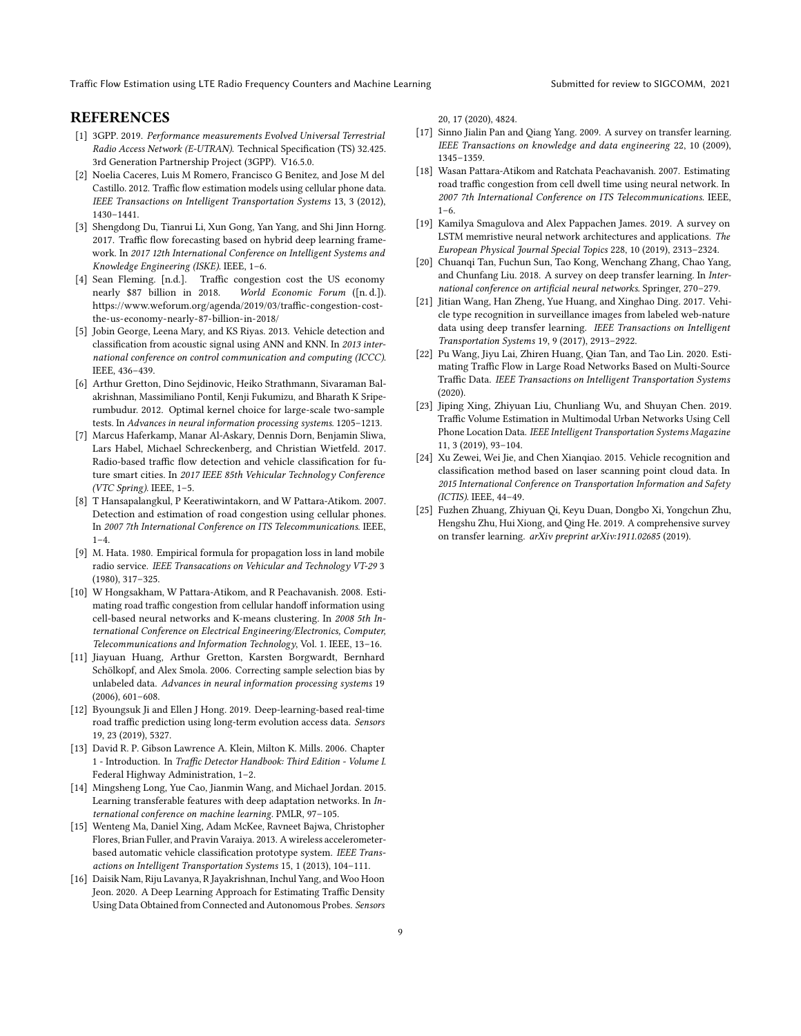## REFERENCES

[1] 3GPP. 2019. *Performance measurements Evolved Universal Terrestrial Radio Access Network (E-UTRAN).* Technical Specification (TS) 32.425. 3rd Generation Partnership Project (3GPP). V16.5.0.

[2] Noelia Caceres, Luis M Romero, Francisco G Benitez, and Jose M del Castillo. 2012. Traffic flow estimation models using cellular phone data. *IEEE Transactions on Intelligent Transportation Systems* 13, 3 (2012), 1430–1441.

[3] Shengdong Du, Tianrui Li, Xun Gong, Yan Yang, and Shi Jinn Horng. 2017. Traffic flow forecasting based on hybrid deep learning framework. In *2017 12th International Conference on Intelligent Systems and Knowledge Engineering (ISKE)*. IEEE, 1–6.

[4] Sean Fleming. [n.d.]. Traffic congestion cost the US economy nearly $87 billion in 2018. *World Economic Forum* ([n. d.]). https://www.weforum.org/agenda/2019/03/traffic-congestion-cost-the-us-economy-nearly-87-billion-in-2018/

[5] Jobin George, Leena Mary, and KS Riyas. 2013. Vehicle detection and classification from acoustic signal using ANN and KNN. In *2013 international conference on control communication and computing (ICCC)*. IEEE, 436–439.

[6] Arthur Gretton, Dino Sejdinovic, Heiko Strathmann, Sivaraman Balakrishnan, Massimiliano Pontil, Kenji Fukumizu, and Bharath K Sriperumbudur. 2012. Optimal kernel choice for large-scale two-sample tests. In *Advances in neural information processing systems*. 1205–1213.

[7] Marcus Haferkamp, Manar Al-Askary, Dennis Dorn, Benjamin Sliwa, Lars Habel, Michael Schreckenberg, and Christian Wietfeld. 2017. Radio-based traffic flow detection and vehicle classification for future smart cities. In *2017 IEEE 85th Vehicular Technology Conference (VTC Spring)*. IEEE, 1–5.

[8] T Hansapalangkul, P Keeratiwintakorn, and W Pattara-Atikom. 2007. Detection and estimation of road congestion using cellular phones. In *2007 7th International Conference on ITS Telecommunications*. IEEE, 1–4.

[9] M. Hata. 1980. Empirical formula for propagation loss in land mobile radio service. *IEEE Transacations on Vehicular and Technology VT-29* 3 (1980), 317–325.

[10] W Hongsakham, W Pattara-Atikom, and R Peachavanish. 2008. Estimating road traffic congestion from cellular handoff information using cell-based neural networks and K-means clustering. In *2008 5th International Conference on Electrical Engineering/Electronics, Computer, Telecommunications and Information Technology*, Vol. 1. IEEE, 13–16.

[11] Jiayuan Huang, Arthur Gretton, Karsten Borgwardt, Bernhard Schölkopf, and Alex Smola. 2006. Correcting sample selection bias by unlabeled data. *Advances in neural information processing systems* 19 (2006), 601–608.

[12] Byoungsuk Ji and Ellen J Hong. 2019. Deep-learning-based real-time road traffic prediction using long-term evolution access data. *Sensors* 19, 23 (2019), 5327.

[13] David R. P. Gibson Lawrence A. Klein, Milton K. Mills. 2006. Chapter 1 - Introduction. In *Traffic Detector Handbook: Third Edition - Volume I.* Federal Highway Administration, 1–2.

[14] Mingsheng Long, Yue Cao, Jianmin Wang, and Michael Jordan. 2015. Learning transferable features with deep adaptation networks. In *International conference on machine learning*. PMLR, 97–105.

[15] Wenteng Ma, Daniel Xing, Adam McKee, Ravneet Bajwa, Christopher Flores, Brian Fuller, and Pravin Varaiya. 2013. A wireless accelerometer-based automatic vehicle classification prototype system. *IEEE Transactions on Intelligent Transportation Systems* 15, 1 (2013), 104–111.

[16] Daisik Nam, Riju Lavanya, R Jayakrishnan, Inchul Yang, and Woo Hoon Jeon. 2020. A Deep Learning Approach for Estimating Traffic Density Using Data Obtained from Connected and Autonomous Probes. *Sensors* 20, 17 (2020), 4824.

[17] Sinno Jialin Pan and Qiang Yang. 2009. A survey on transfer learning. *IEEE Transactions on knowledge and data engineering* 22, 10 (2009), 1345–1359.

[18] Wasan Pattara-Atikom and Ratchata Peachavanish. 2007. Estimating road traffic congestion from cell dwell time using neural network. In *2007 7th International Conference on ITS Telecommunications*. IEEE, 1–6.

[19] Kamilya Smagulova and Alex Pappachen James. 2019. A survey on LSTM memristive neural network architectures and applications. *The European Physical Journal Special Topics* 228, 10 (2019), 2313–2324.

[20] Chuanqi Tan, Fuchun Sun, Tao Kong, Wenchang Zhang, Chao Yang, and Chunfang Liu. 2018. A survey on deep transfer learning. In *International conference on artificial neural networks*. Springer, 270–279.

[21] Jitian Wang, Han Zheng, Yue Huang, and Xinghao Ding. 2017. Vehicle type recognition in surveillance images from labeled web-nature data using deep transfer learning. *IEEE Transactions on Intelligent Transportation Systems* 19, 9 (2017), 2913–2922.

[22] Pu Wang, Jiyu Lai, Zhiren Huang, Qian Tan, and Tao Lin. 2020. Estimating Traffic Flow in Large Road Networks Based on Multi-Source Traffic Data. *IEEE Transactions on Intelligent Transportation Systems* (2020).

[23] Jiping Xing, Zhiyuan Liu, Chunliang Wu, and Shuyan Chen. 2019. Traffic Volume Estimation in Multimodal Urban Networks Using Cell Phone Location Data. *IEEE Intelligent Transportation Systems Magazine* 11, 3 (2019), 93–104.

[24] Xu Zewei, Wei Jie, and Chen Xianqiao. 2015. Vehicle recognition and classification method based on laser scanning point cloud data. In *2015 International Conference on Transportation Information and Safety (ICTIS)*. IEEE, 44–49.

[25] Fuzhen Zhuang, Zhiyuan Qi, Keyu Duan, Dongbo Xi, Yongchun Zhu, Hengshu Zhu, Hui Xiong, and Qing He. 2019. A comprehensive survey on transfer learning. *arXiv preprint arXiv:1911.02685* (2019).